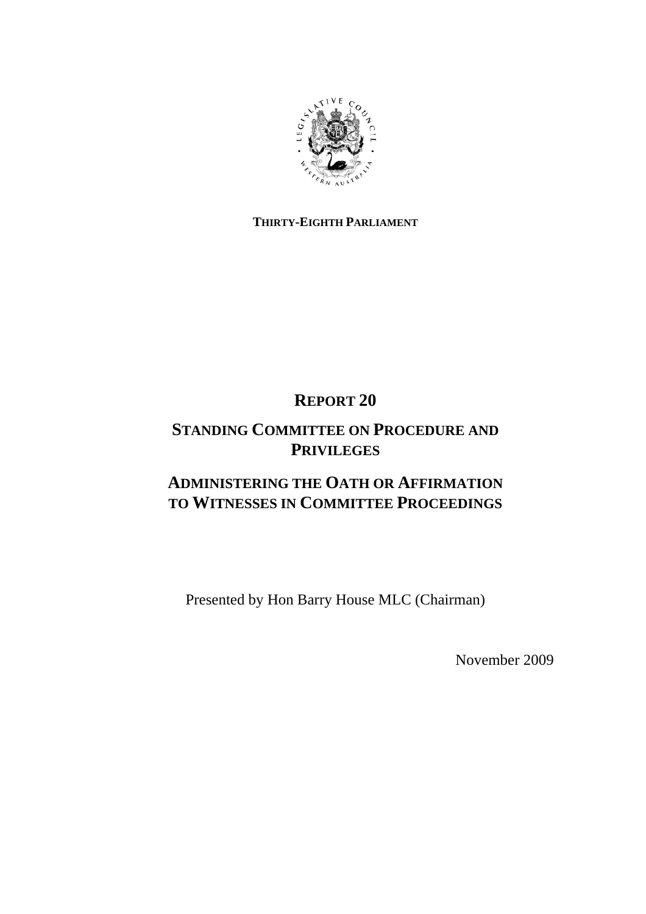**THIRTY-EIGHTH PARLIAMENT**

# REPORT 20

# STANDING COMMITTEE ON PROCEDURE AND PRIVILEGES

# ADMINISTERING THE OATH OR AFFIRMATION TO WITNESSES IN COMMITTEE PROCEEDINGS

Presented by Hon Barry House MLC (Chairman)

November 2009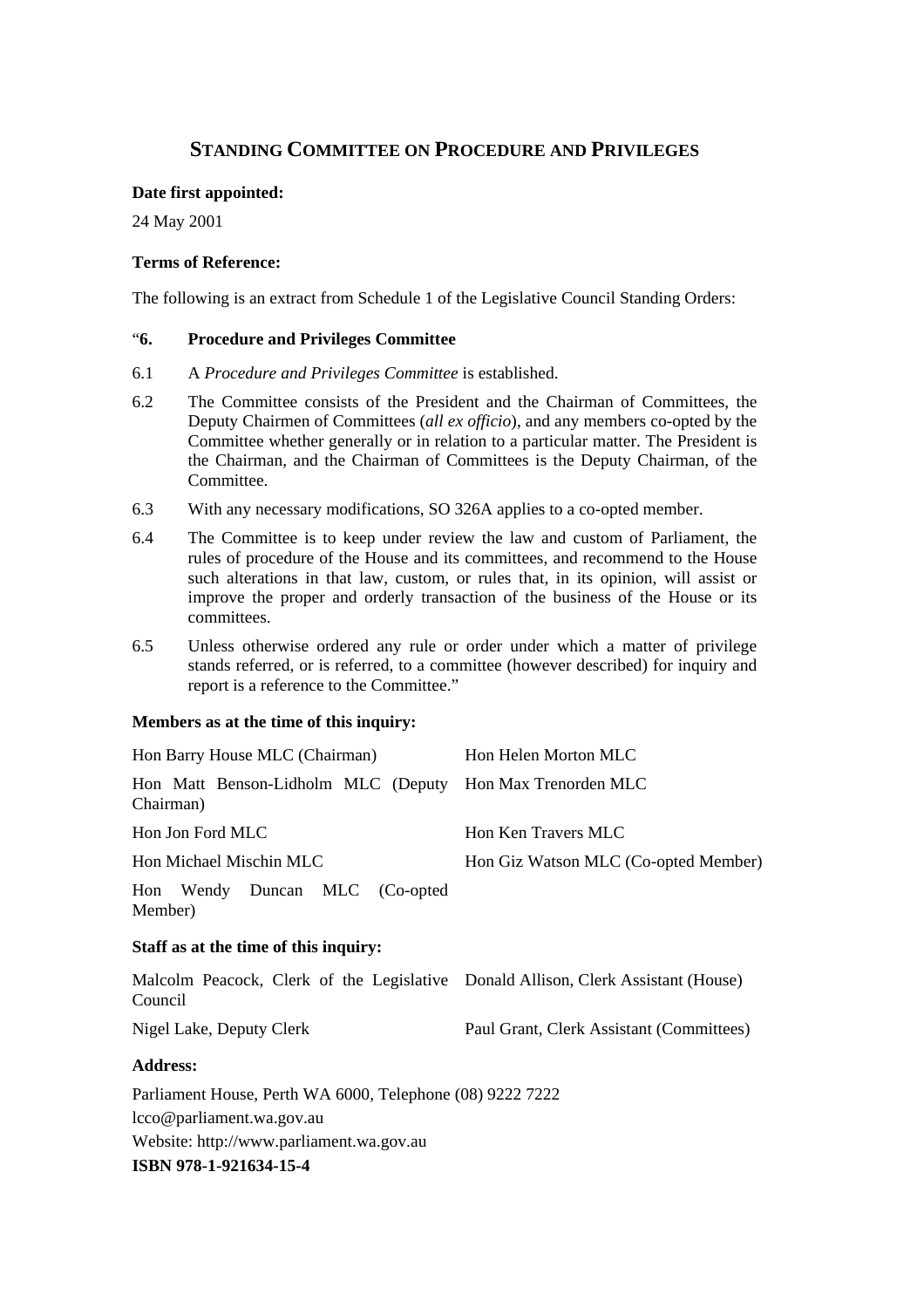# STANDING COMMITTEE ON PROCEDURE AND PRIVILEGES

**Date first appointed:**

24 May 2001

**Terms of Reference:**

The following is an extract from Schedule 1 of the Legislative Council Standing Orders:

"**6. Procedure and Privileges Committee**

6.1 A *Procedure and Privileges Committee* is established.

6.2 The Committee consists of the President and the Chairman of Committees, the Deputy Chairmen of Committees (*all ex officio*), and any members co-opted by the Committee whether generally or in relation to a particular matter. The President is the Chairman, and the Chairman of Committees is the Deputy Chairman, of the Committee.

6.3 With any necessary modifications, SO 326A applies to a co-opted member.

6.4 The Committee is to keep under review the law and custom of Parliament, the rules of procedure of the House and its committees, and recommend to the House such alterations in that law, custom, or rules that, in its opinion, will assist or improve the proper and orderly transaction of the business of the House or its committees.

6.5 Unless otherwise ordered any rule or order under which a matter of privilege stands referred, or is referred, to a committee (however described) for inquiry and report is a reference to the Committee."

**Members as at the time of this inquiry:**

| | |
|---|---|
| Hon Barry House MLC (Chairman) | Hon Helen Morton MLC |
| Hon Matt Benson-Lidholm MLC (Deputy Chairman) | Hon Max Trenorden MLC |
| Hon Jon Ford MLC | Hon Ken Travers MLC |
| Hon Michael Mischin MLC | Hon Giz Watson MLC (Co-opted Member) |
| Hon Wendy Duncan MLC (Co-opted Member) | |

**Staff as at the time of this inquiry:**

| | |
|---|---|
| Malcolm Peacock, Clerk of the Legislative Council | Donald Allison, Clerk Assistant (House) |
| Nigel Lake, Deputy Clerk | Paul Grant, Clerk Assistant (Committees) |

**Address:**

Parliament House, Perth WA 6000, Telephone (08) 9222 7222

lcco@parliament.wa.gov.au

Website: http://www.parliament.wa.gov.au

**ISBN 978-1-921634-15-4**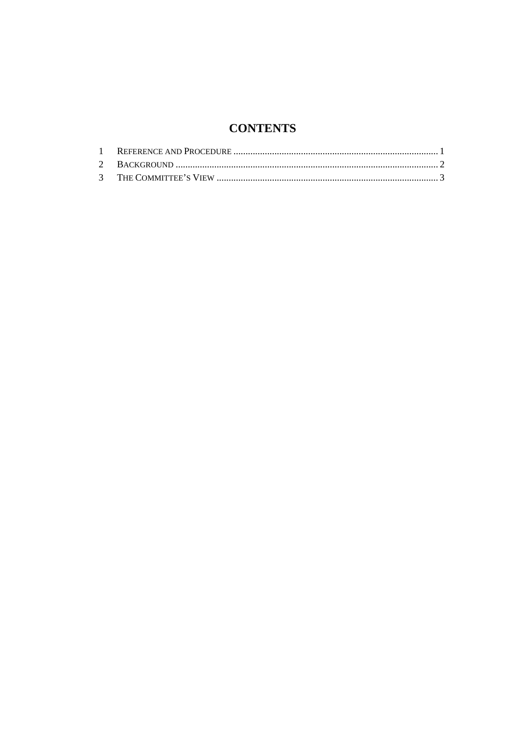# CONTENTS

1 REFERENCE AND PROCEDURE ..................................................................................... 1
2 BACKGROUND ............................................................................................................ 2
3 THE COMMITTEE'S VIEW ........................................................................................... 3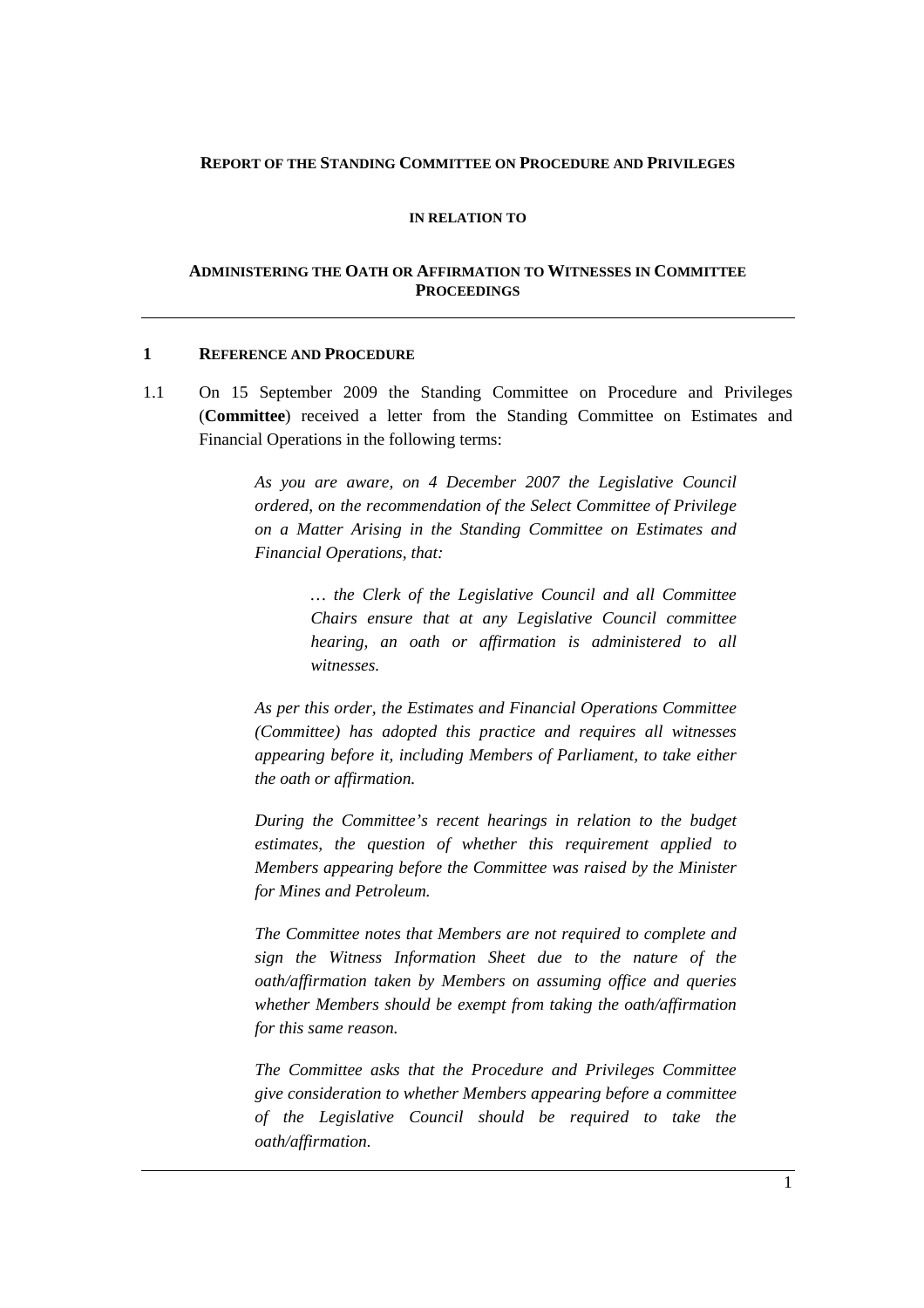**REPORT OF THE STANDING COMMITTEE ON PROCEDURE AND PRIVILEGES**

**IN RELATION TO**

**ADMINISTERING THE OATH OR AFFIRMATION TO WITNESSES IN COMMITTEE PROCEEDINGS**

## 1 REFERENCE AND PROCEDURE

1.1 On 15 September 2009 the Standing Committee on Procedure and Privileges (**Committee**) received a letter from the Standing Committee on Estimates and Financial Operations in the following terms:

> *As you are aware, on 4 December 2007 the Legislative Council ordered, on the recommendation of the Select Committee of Privilege on a Matter Arising in the Standing Committee on Estimates and Financial Operations, that:*
>
> > *… the Clerk of the Legislative Council and all Committee Chairs ensure that at any Legislative Council committee hearing, an oath or affirmation is administered to all witnesses.*
>
> *As per this order, the Estimates and Financial Operations Committee (Committee) has adopted this practice and requires all witnesses appearing before it, including Members of Parliament, to take either the oath or affirmation.*
>
> *During the Committee's recent hearings in relation to the budget estimates, the question of whether this requirement applied to Members appearing before the Committee was raised by the Minister for Mines and Petroleum.*
>
> *The Committee notes that Members are not required to complete and sign the Witness Information Sheet due to the nature of the oath/affirmation taken by Members on assuming office and queries whether Members should be exempt from taking the oath/affirmation for this same reason.*
>
> *The Committee asks that the Procedure and Privileges Committee give consideration to whether Members appearing before a committee of the Legislative Council should be required to take the oath/affirmation.*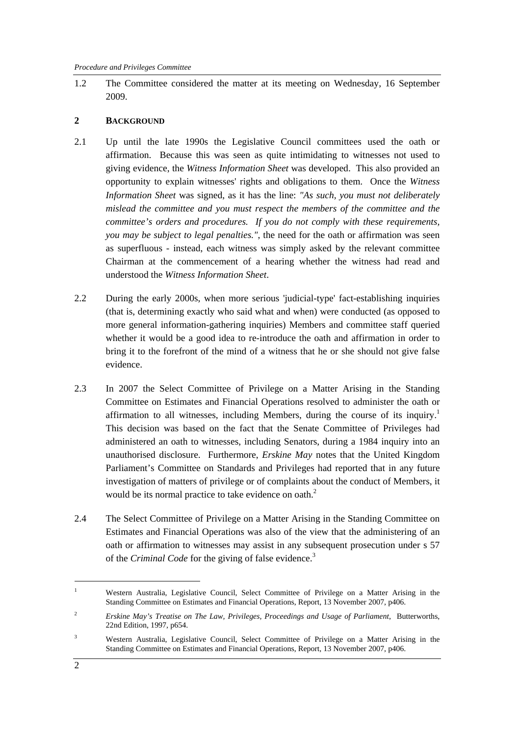1.2 The Committee considered the matter at its meeting on Wednesday, 16 September 2009.

## 2 BACKGROUND

2.1 Up until the late 1990s the Legislative Council committees used the oath or affirmation. Because this was seen as quite intimidating to witnesses not used to giving evidence, the *Witness Information Sheet* was developed. This also provided an opportunity to explain witnesses' rights and obligations to them. Once the *Witness Information Sheet* was signed, as it has the line: *"As such, you must not deliberately mislead the committee and you must respect the members of the committee and the committee's orders and procedures. If you do not comply with these requirements, you may be subject to legal penalties."*, the need for the oath or affirmation was seen as superfluous - instead, each witness was simply asked by the relevant committee Chairman at the commencement of a hearing whether the witness had read and understood the *Witness Information Sheet*.

2.2 During the early 2000s, when more serious 'judicial-type' fact-establishing inquiries (that is, determining exactly who said what and when) were conducted (as opposed to more general information-gathering inquiries) Members and committee staff queried whether it would be a good idea to re-introduce the oath and affirmation in order to bring it to the forefront of the mind of a witness that he or she should not give false evidence.

2.3 In 2007 the Select Committee of Privilege on a Matter Arising in the Standing Committee on Estimates and Financial Operations resolved to administer the oath or affirmation to all witnesses, including Members, during the course of its inquiry.[1] This decision was based on the fact that the Senate Committee of Privileges had administered an oath to witnesses, including Senators, during a 1984 inquiry into an unauthorised disclosure. Furthermore, *Erskine May* notes that the United Kingdom Parliament's Committee on Standards and Privileges had reported that in any future investigation of matters of privilege or of complaints about the conduct of Members, it would be its normal practice to take evidence on oath.[2]

2.4 The Select Committee of Privilege on a Matter Arising in the Standing Committee on Estimates and Financial Operations was also of the view that the administering of an oath or affirmation to witnesses may assist in any subsequent prosecution under s 57 of the *Criminal Code* for the giving of false evidence.[3]

---

[1] Western Australia, Legislative Council, Select Committee of Privilege on a Matter Arising in the Standing Committee on Estimates and Financial Operations, Report, 13 November 2007, p406.

[2] *Erskine May's Treatise on The Law, Privileges, Proceedings and Usage of Parliament*, Butterworths, 22nd Edition, 1997, p654.

[3] Western Australia, Legislative Council, Select Committee of Privilege on a Matter Arising in the Standing Committee on Estimates and Financial Operations, Report, 13 November 2007, p406.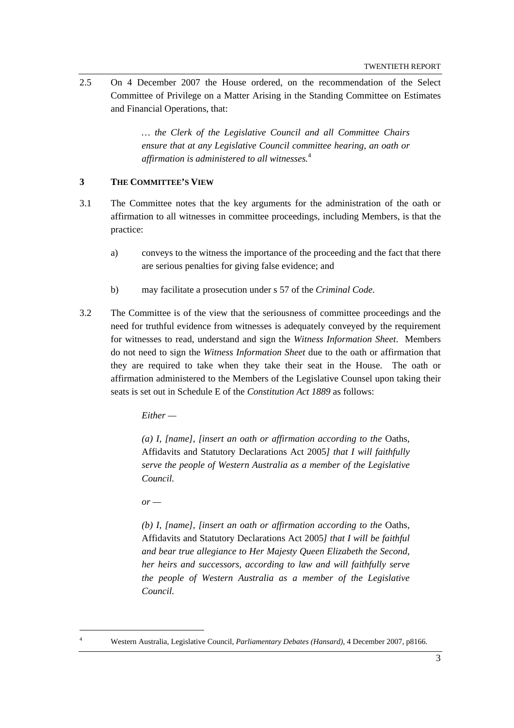2.5 On 4 December 2007 the House ordered, on the recommendation of the Select Committee of Privilege on a Matter Arising in the Standing Committee on Estimates and Financial Operations, that:

> *… the Clerk of the Legislative Council and all Committee Chairs ensure that at any Legislative Council committee hearing, an oath or affirmation is administered to all witnesses.*[4]

## 3 THE COMMITTEE'S VIEW

3.1 The Committee notes that the key arguments for the administration of the oath or affirmation to all witnesses in committee proceedings, including Members, is that the practice:

a) conveys to the witness the importance of the proceeding and the fact that there are serious penalties for giving false evidence; and

b) may facilitate a prosecution under s 57 of the *Criminal Code*.

3.2 The Committee is of the view that the seriousness of committee proceedings and the need for truthful evidence from witnesses is adequately conveyed by the requirement for witnesses to read, understand and sign the *Witness Information Sheet*. Members do not need to sign the *Witness Information Sheet* due to the oath or affirmation that they are required to take when they take their seat in the House. The oath or affirmation administered to the Members of the Legislative Counsel upon taking their seats is set out in Schedule E of the *Constitution Act 1889* as follows:

> *Either —*
>
> *(a) I, [name], [insert an oath or affirmation according to the* Oaths, Affidavits and Statutory Declarations Act 2005*] that I will faithfully serve the people of Western Australia as a member of the Legislative Council.*
>
> *or —*
>
> *(b) I, [name], [insert an oath or affirmation according to the* Oaths, Affidavits and Statutory Declarations Act 2005*] that I will be faithful and bear true allegiance to Her Majesty Queen Elizabeth the Second, her heirs and successors, according to law and will faithfully serve the people of Western Australia as a member of the Legislative Council.*

---

[4] Western Australia, Legislative Council, *Parliamentary Debates (Hansard)*, 4 December 2007, p8166.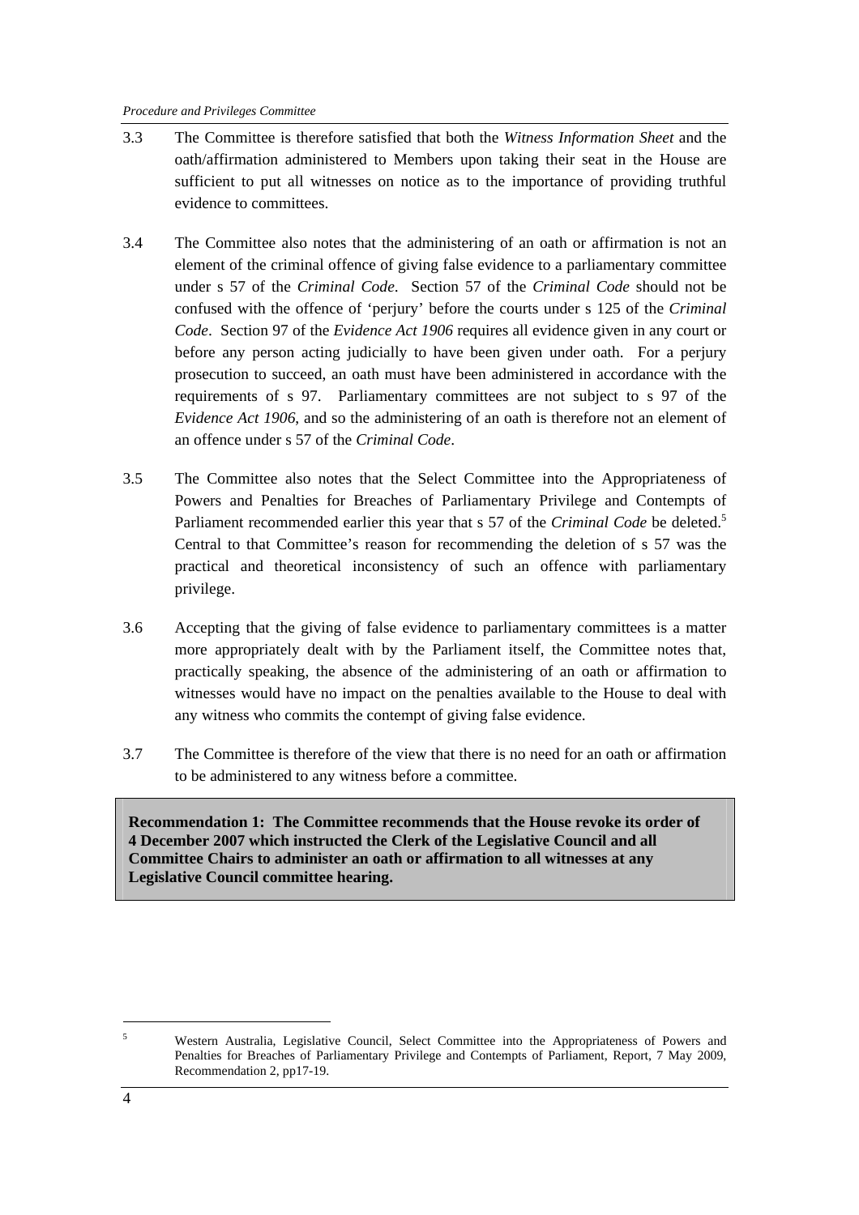3.3 The Committee is therefore satisfied that both the *Witness Information Sheet* and the oath/affirmation administered to Members upon taking their seat in the House are sufficient to put all witnesses on notice as to the importance of providing truthful evidence to committees.

3.4 The Committee also notes that the administering of an oath or affirmation is not an element of the criminal offence of giving false evidence to a parliamentary committee under s 57 of the *Criminal Code*. Section 57 of the *Criminal Code* should not be confused with the offence of 'perjury' before the courts under s 125 of the *Criminal Code*. Section 97 of the *Evidence Act 1906* requires all evidence given in any court or before any person acting judicially to have been given under oath. For a perjury prosecution to succeed, an oath must have been administered in accordance with the requirements of s 97. Parliamentary committees are not subject to s 97 of the *Evidence Act 1906*, and so the administering of an oath is therefore not an element of an offence under s 57 of the *Criminal Code*.

3.5 The Committee also notes that the Select Committee into the Appropriateness of Powers and Penalties for Breaches of Parliamentary Privilege and Contempts of Parliament recommended earlier this year that s 57 of the *Criminal Code* be deleted.[5] Central to that Committee's reason for recommending the deletion of s 57 was the practical and theoretical inconsistency of such an offence with parliamentary privilege.

3.6 Accepting that the giving of false evidence to parliamentary committees is a matter more appropriately dealt with by the Parliament itself, the Committee notes that, practically speaking, the absence of the administering of an oath or affirmation to witnesses would have no impact on the penalties available to the House to deal with any witness who commits the contempt of giving false evidence.

3.7 The Committee is therefore of the view that there is no need for an oath or affirmation to be administered to any witness before a committee.

**Recommendation 1: The Committee recommends that the House revoke its order of 4 December 2007 which instructed the Clerk of the Legislative Council and all Committee Chairs to administer an oath or affirmation to all witnesses at any Legislative Council committee hearing.**

---

[5] Western Australia, Legislative Council, Select Committee into the Appropriateness of Powers and Penalties for Breaches of Parliamentary Privilege and Contempts of Parliament, Report, 7 May 2009, Recommendation 2, pp17-19.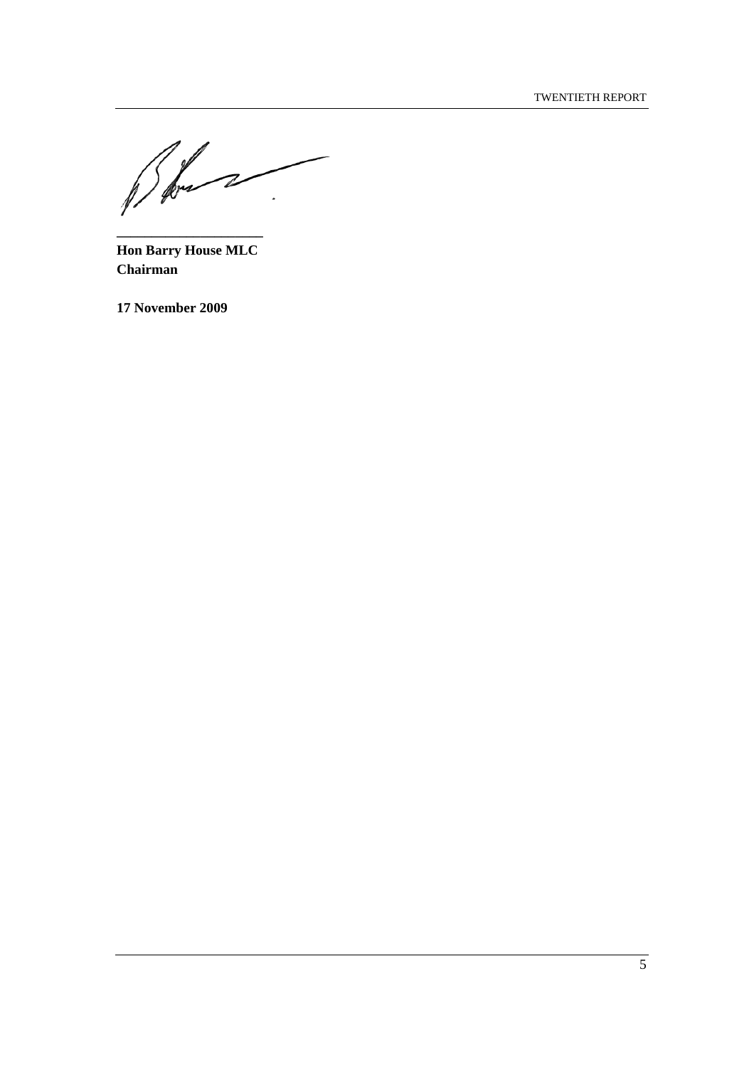____________________

**Hon Barry House MLC**
**Chairman**

**17 November 2009**